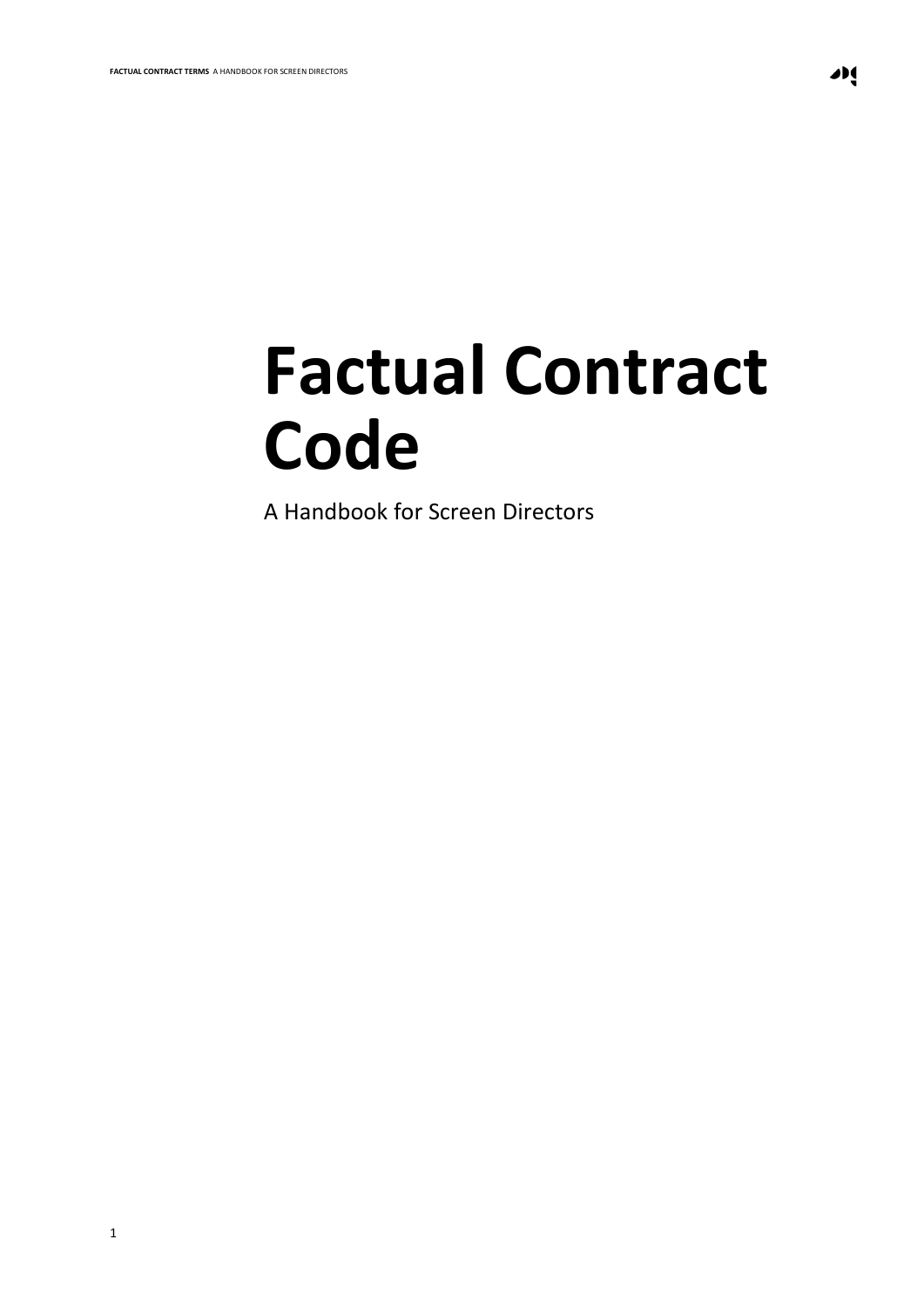# Factual Contract Code

A Handbook for Screen Directors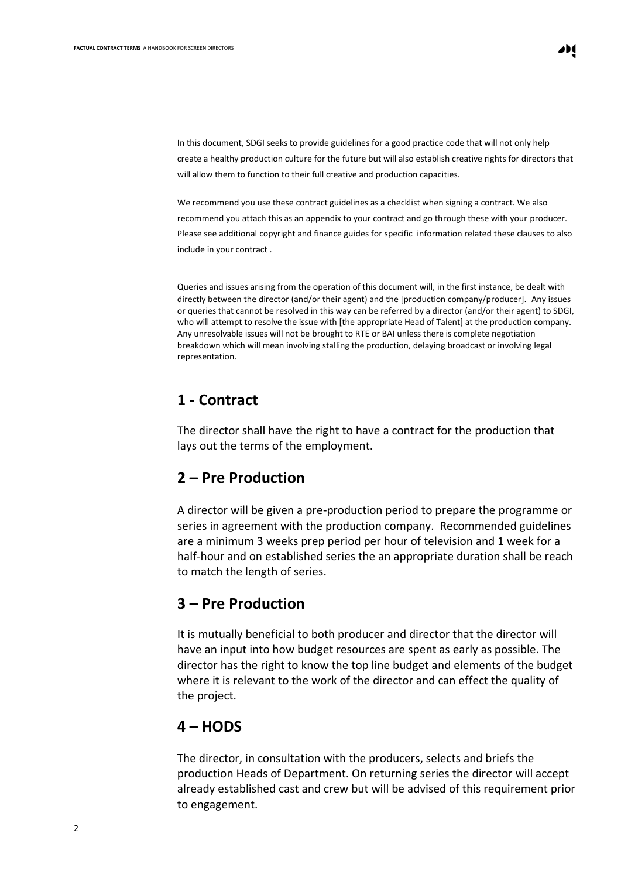In this document, SDGI seeks to provide guidelines for a good practice code that will not only help create a healthy production culture for the future but will also establish creative rights for directors that will allow them to function to their full creative and production capacities.

We recommend you use these contract guidelines as a checklist when signing a contract. We also recommend you attach this as an appendix to your contract and go through these with your producer. Please see additional copyright and finance guides for specific information related these clauses to also include in your contract .

Queries and issues arising from the operation of this document will, in the first instance, be dealt with directly between the director (and/or their agent) and the [production company/producer]. Any issues or queries that cannot be resolved in this way can be referred by a director (and/or their agent) to SDGI, who will attempt to resolve the issue with [the appropriate Head of Talent] at the production company. Any unresolvable issues will not be brought to RTE or BAI unless there is complete negotiation breakdown which will mean involving stalling the production, delaying broadcast or involving legal representation.

## 1 - Contract

The director shall have the right to have a contract for the production that lays out the terms of the employment.

## 2 – Pre Production

A director will be given a pre-production period to prepare the programme or series in agreement with the production company. Recommended guidelines are a minimum 3 weeks prep period per hour of television and 1 week for a half-hour and on established series the an appropriate duration shall be reach to match the length of series.

## 3 – Pre Production

It is mutually beneficial to both producer and director that the director will have an input into how budget resources are spent as early as possible. The director has the right to know the top line budget and elements of the budget where it is relevant to the work of the director and can effect the quality of the project.

## 4 – HODS

The director, in consultation with the producers, selects and briefs the production Heads of Department. On returning series the director will accept already established cast and crew but will be advised of this requirement prior to engagement.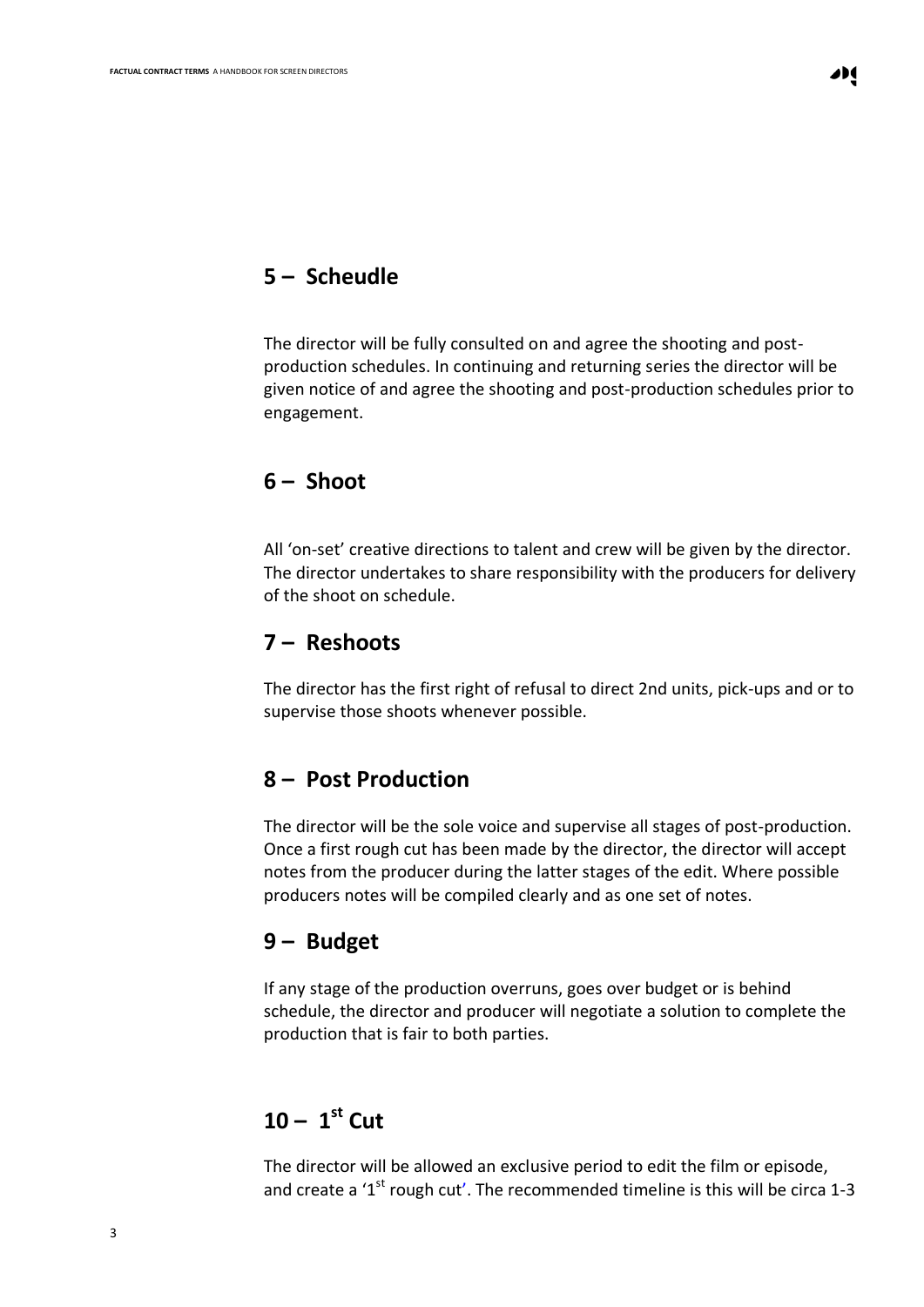## 5 – Scheudle

The director will be fully consulted on and agree the shooting and post-production schedules. In continuing and returning series the director will be given notice of and agree the shooting and post-production schedules prior to engagement.

## 6 – Shoot

All 'on-set' creative directions to talent and crew will be given by the director. The director undertakes to share responsibility with the producers for delivery of the shoot on schedule.

## 7 – Reshoots

The director has the first right of refusal to direct 2nd units, pick-ups and or to supervise those shoots whenever possible.

## 8 – Post Production

The director will be the sole voice and supervise all stages of post-production. Once a first rough cut has been made by the director, the director will accept notes from the producer during the latter stages of the edit. Where possible producers notes will be compiled clearly and as one set of notes.

## 9 – Budget

If any stage of the production overruns, goes over budget or is behind schedule, the director and producer will negotiate a solution to complete the production that is fair to both parties.

## 10 – 1st Cut

The director will be allowed an exclusive period to edit the film or episode, and create a '1st rough cut'. The recommended timeline is this will be circa 1-3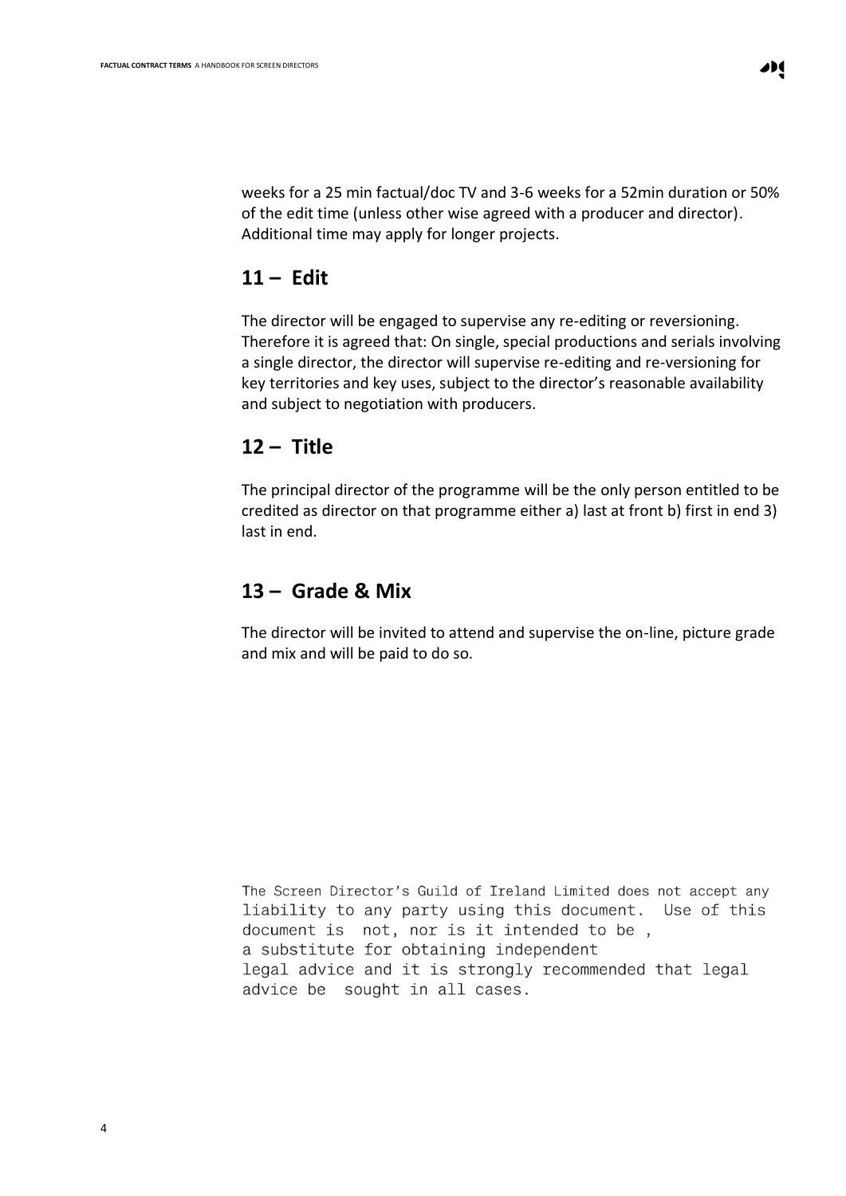weeks for a 25 min factual/doc TV and 3-6 weeks for a 52min duration or 50% of the edit time (unless other wise agreed with a producer and director). Additional time may apply for longer projects.

## 11 – Edit

The director will be engaged to supervise any re-editing or reversioning. Therefore it is agreed that: On single, special productions and serials involving a single director, the director will supervise re-editing and re-versioning for key territories and key uses, subject to the director's reasonable availability and subject to negotiation with producers.

## 12 – Title

The principal director of the programme will be the only person entitled to be credited as director on that programme either a) last at front b) first in end 3) last in end.

## 13 – Grade & Mix

The director will be invited to attend and supervise the on-line, picture grade and mix and will be paid to do so.

The Screen Director's Guild of Ireland Limited does not accept any liability to any party using this document. Use of this document is not, nor is it intended to be , a substitute for obtaining independent legal advice and it is strongly recommended that legal advice be sought in all cases.